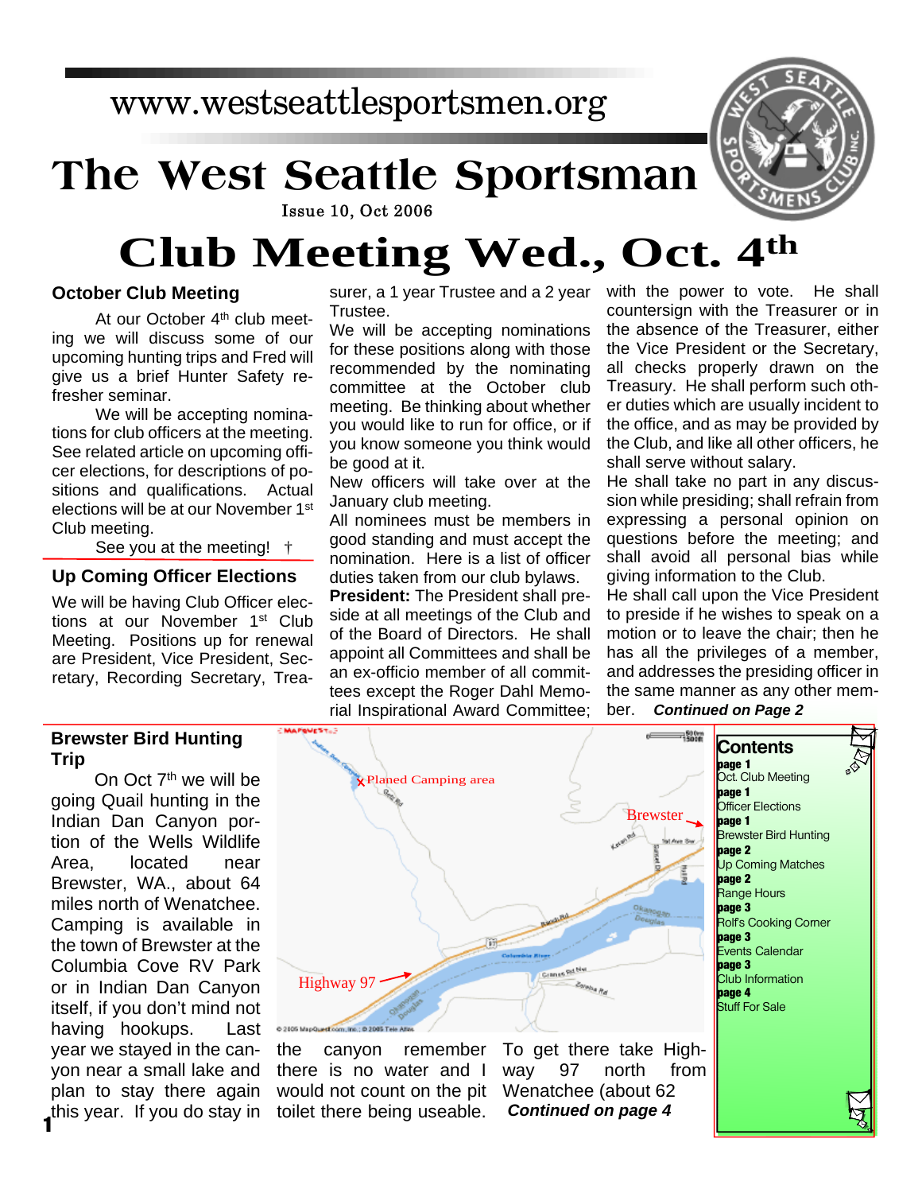www.westseattlesportsmen.org

# The West Seattle Sportsman

Issue 10, Oct 2006

# Club Meeting Wed., Oct. 4th

## October Club Meeting

At our October 4th club meeting we will discuss some of our upcoming hunting trips and Fred will give us a brief Hunter Safety refresher seminar.

We will be accepting nominations for club officers at the meeting. See related article on upcoming officer elections, for descriptions of positions and qualifications. Actual elections will be at our November 1st Club meeting.

See you at the meeting! †

## Up Coming Officer Elections

We will be having Club Officer elections at our November 1st Club Meeting. Positions up for renewal are President, Vice President, Secretary, Recording Secretary, Treasurer, a 1 year Trustee and a 2 year Trustee.

We will be accepting nominations for these positions along with those recommended by the nominating committee at the October club meeting. Be thinking about whether you would like to run for office, or if you know someone you think would be good at it.

New officers will take over at the January club meeting.

All nominees must be members in good standing and must accept the nomination. Here is a list of officer duties taken from our club bylaws.

**President:** The President shall preside at all meetings of the Club and of the Board of Directors. He shall appoint all Committees and shall be an ex-officio member of all committees except the Roger Dahl Memorial Inspirational Award Committee; with the power to vote. He shall countersign with the Treasurer or in the absence of the Treasurer, either the Vice President or the Secretary, all checks properly drawn on the Treasury. He shall perform such other duties which are usually incident to the office, and as may be provided by the Club, and like all other officers, he shall serve without salary.

He shall take no part in any discussion while presiding; shall refrain from expressing a personal opinion on questions before the meeting; and shall avoid all personal bias while giving information to the Club.

He shall call upon the Vice President to preside if he wishes to speak on a motion or to leave the chair; then he has all the privileges of a member, and addresses the presiding officer in the same manner as any other member. ***Continued on Page 2***

## Brewster Bird Hunting Trip

On Oct 7th we will be going Quail hunting in the Indian Dan Canyon portion of the Wells Wildlife Area, located near Brewster, WA., about 64 miles north of Wenatchee. Camping is available in the town of Brewster at the Columbia Cove RV Park or in Indian Dan Canyon itself, if you don't mind not having hookups. Last year we stayed in the canyon near a small lake and plan to stay there again this year. If you do stay in the canyon remember there is no water and I would not count on the pit toilet there being useable.

Planed Camping area — Brewster — Highway 97

To get there take Highway 97 north from Wenatchee (about 62 ***Continued on page 4***

## Contents

**page 1** Oct. Club Meeting
**page 1** Officer Elections
**page 1** Brewster Bird Hunting
**page 2** Up Coming Matches
**page 2** Range Hours
**page 3** Rolf's Cooking Corner
**page 3** Events Calendar
**page 3** Club Information
**page 4** Stuff For Sale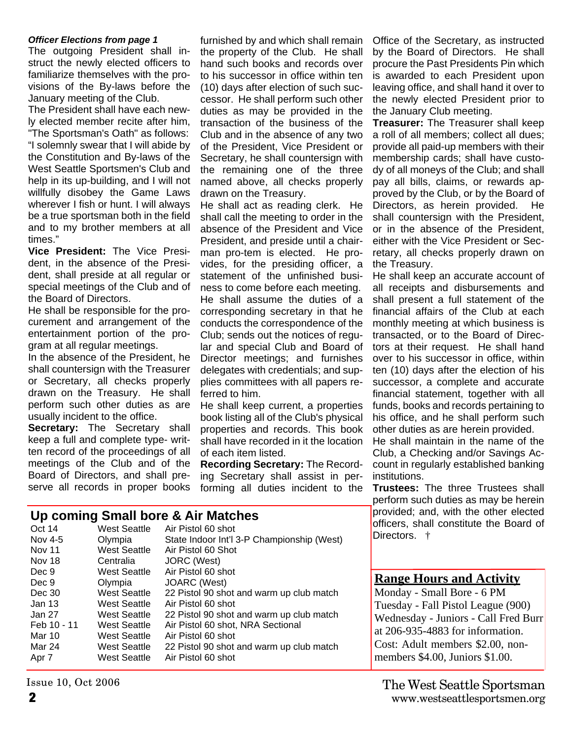*Officer Elections from page 1*

The outgoing President shall instruct the newly elected officers to familiarize themselves with the provisions of the By-laws before the January meeting of the Club.

The President shall have each newly elected member recite after him, "The Sportsman's Oath" as follows: "I solemnly swear that I will abide by the Constitution and By-laws of the West Seattle Sportsmen's Club and help in its up-building, and I will not willfully disobey the Game Laws wherever I fish or hunt. I will always be a true sportsman both in the field and to my brother members at all times."

**Vice President:** The Vice President, in the absence of the President, shall preside at all regular or special meetings of the Club and of the Board of Directors.

He shall be responsible for the procurement and arrangement of the entertainment portion of the program at all regular meetings.

In the absence of the President, he shall countersign with the Treasurer or Secretary, all checks properly drawn on the Treasury. He shall perform such other duties as are usually incident to the office.

**Secretary:** The Secretary shall keep a full and complete type- written record of the proceedings of all meetings of the Club and of the Board of Directors, and shall preserve all records in proper books furnished by and which shall remain the property of the Club. He shall hand such books and records over to his successor in office within ten (10) days after election of such successor. He shall perform such other duties as may be provided in the transaction of the business of the Club and in the absence of any two of the President, Vice President or Secretary, he shall countersign with the remaining one of the three named above, all checks properly drawn on the Treasury.

He shall act as reading clerk. He shall call the meeting to order in the absence of the President and Vice President, and preside until a chairman pro-tem is elected. He provides, for the presiding officer, a statement of the unfinished business to come before each meeting.

He shall assume the duties of a corresponding secretary in that he conducts the correspondence of the Club; sends out the notices of regular and special Club and Board of Director meetings; and furnishes delegates with credentials; and supplies committees with all papers referred to him.

He shall keep current, a properties book listing all of the Club's physical properties and records. This book shall have recorded in it the location of each item listed.

**Recording Secretary:** The Recording Secretary shall assist in performing all duties incident to the Office of the Secretary, as instructed by the Board of Directors. He shall procure the Past Presidents Pin which is awarded to each President upon leaving office, and shall hand it over to the newly elected President prior to the January Club meeting.

**Treasurer:** The Treasurer shall keep a roll of all members; collect all dues; provide all paid-up members with their membership cards; shall have custody of all moneys of the Club; and shall pay all bills, claims, or rewards approved by the Club, or by the Board of Directors, as herein provided. He shall countersign with the President, or in the absence of the President, either with the Vice President or Secretary, all checks properly drawn on the Treasury.

He shall keep an accurate account of all receipts and disbursements and shall present a full statement of the financial affairs of the Club at each monthly meeting at which business is transacted, or to the Board of Directors at their request. He shall hand over to his successor in office, within ten (10) days after the election of his successor, a complete and accurate financial statement, together with all funds, books and records pertaining to his office, and he shall perform such other duties as are herein provided.

He shall maintain in the name of the Club, a Checking and/or Savings Account in regularly established banking institutions.

**Trustees:** The three Trustees shall perform such duties as may be herein provided; and, with the other elected officers, shall constitute the Board of Directors. †

## Up coming Small bore & Air Matches

| Date | Location | Event |
|---|---|---|
| Oct 14 | West Seattle | Air Pistol 60 shot |
| Nov 4-5 | Olympia | State Indoor Int'l 3-P Championship (West) |
| Nov 11 | West Seattle | Air Pistol 60 Shot |
| Nov 18 | Centralia | JORC (West) |
| Dec 9 | West Seattle | Air Pistol 60 shot |
| Dec 9 | Olympia | JOARC (West) |
| Dec 30 | West Seattle | 22 Pistol 90 shot and warm up club match |
| Jan 13 | West Seattle | Air Pistol 60 shot |
| Jan 27 | West Seattle | 22 Pistol 90 shot and warm up club match |
| Feb 10 - 11 | West Seattle | Air Pistol 60 shot, NRA Sectional |
| Mar 10 | West Seattle | Air Pistol 60 shot |
| Mar 24 | West Seattle | 22 Pistol 90 shot and warm up club match |
| Apr 7 | West Seattle | Air Pistol 60 shot |

## Range Hours and Activity

Monday - Small Bore - 6 PM
Tuesday - Fall Pistol League (900)
Wednesday - Juniors - Call Fred Burr at 206-935-4883 for information.
Cost: Adult members $2.00, non-members $4.00, Juniors $1.00.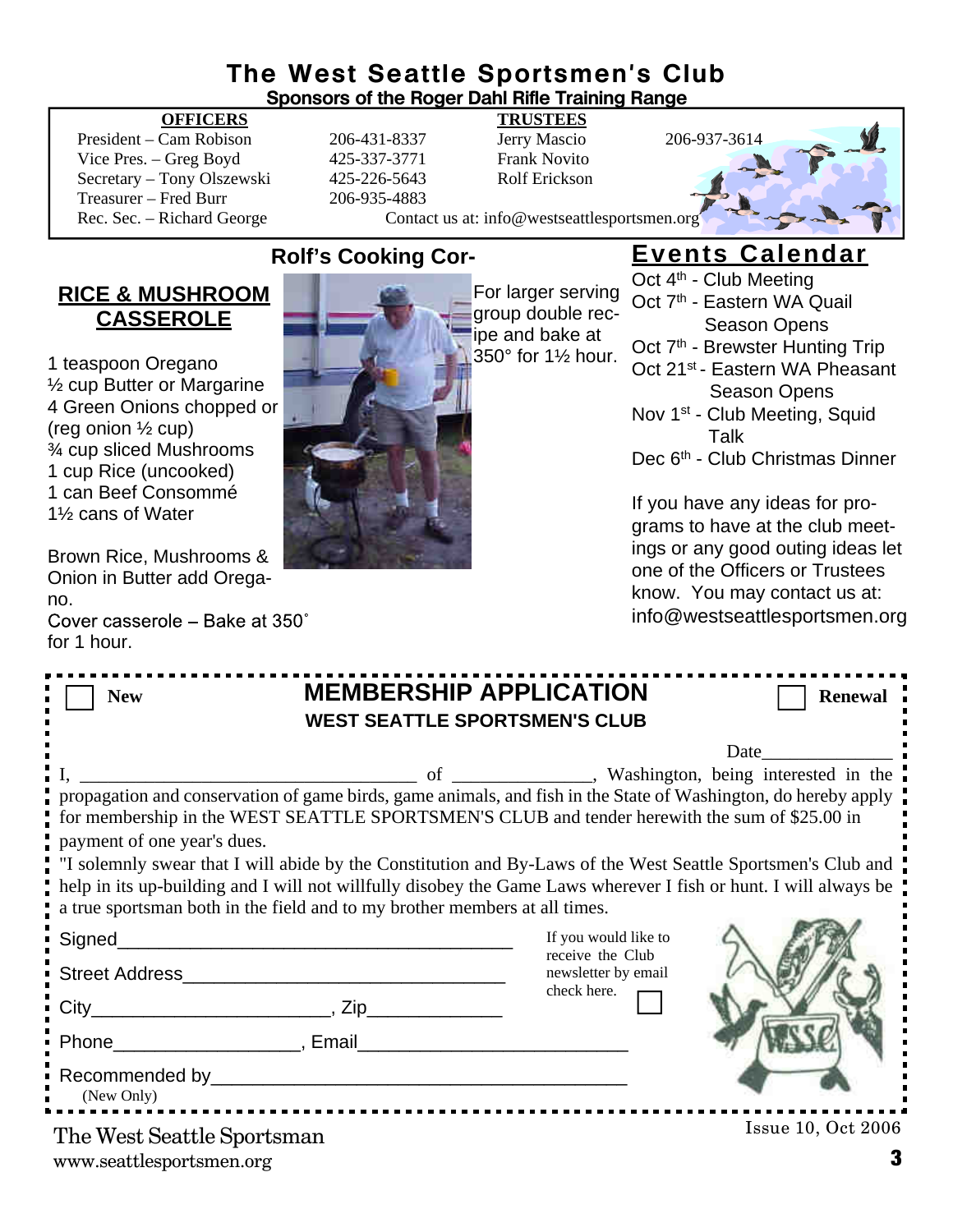# The West Seattle Sportsmen's Club

**Sponsors of the Roger Dahl Rifle Training Range**

| **OFFICERS** | | **TRUSTEES** | |
|---|---|---|---|
| President – Cam Robison | 206-431-8337 | Jerry Mascio | 206-937-3614 |
| Vice Pres. – Greg Boyd | 425-337-3771 | Frank Novito | |
| Secretary – Tony Olszewski | 425-226-5643 | Rolf Erickson | |
| Treasurer – Fred Burr | 206-935-4883 | | |
| Rec. Sec. – Richard George | | | |

Contact us at: info@westseattlesportsmen.org

## Rolf's Cooking Cor-

### RICE & MUSHROOM CASSEROLE

1 teaspoon Oregano
½ cup Butter or Margarine
4 Green Onions chopped or (reg onion ½ cup)
¾ cup sliced Mushrooms
1 cup Rice (uncooked)
1 can Beef Consommé
1½ cans of Water

Brown Rice, Mushrooms & Onion in Butter add Oregano.
Cover casserole – Bake at 350˚ for 1 hour.

For larger serving group double recipe and bake at 350° for 1½ hour.

## Events Calendar

Oct 4th - Club Meeting
Oct 7th - Eastern WA Quail Season Opens
Oct 7th - Brewster Hunting Trip
Oct 21st - Eastern WA Pheasant Season Opens
Nov 1st - Club Meeting, Squid Talk
Dec 6th - Club Christmas Dinner

If you have any ideas for programs to have at the club meetings or any good outing ideas let one of the Officers or Trustees know. You may contact us at: info@westseattlesportsmen.org

---

☐ **New**

## MEMBERSHIP APPLICATION

**WEST SEATTLE SPORTSMEN'S CLUB**

☐ **Renewal**

Date______________

I, ___________________________________ of _______________, Washington, being interested in the propagation and conservation of game birds, game animals, and fish in the State of Washington, do hereby apply for membership in the WEST SEATTLE SPORTSMEN'S CLUB and tender herewith the sum of $25.00 in payment of one year's dues.

"I solemnly swear that I will abide by the Constitution and By-Laws of the West Seattle Sportsmen's Club and help in its up-building and I will not willfully disobey the Game Laws wherever I fish or hunt. I will always be a true sportsman both in the field and to my brother members at all times.

Signed_______________________________________

Street Address_______________________________

City______________________, Zip_____________

Phone__________________, Email__________________________

Recommended by________________________________________
(New Only)

If you would like to receive the Club newsletter by email check here. ☐

The West Seattle Sportsman
www.seattlesportsmen.org

Issue 10, Oct 2006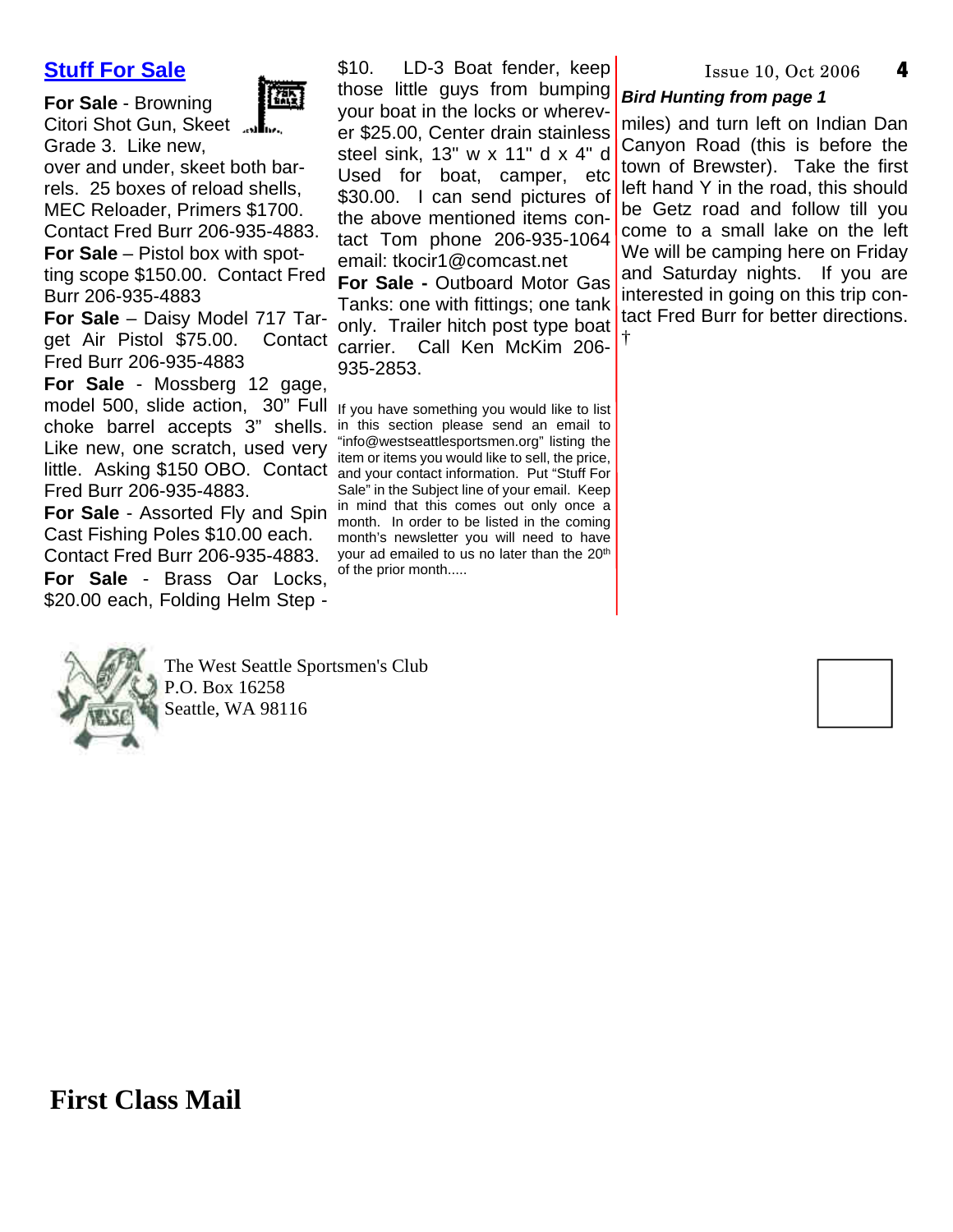## Stuff For Sale

**For Sale** - Browning Citori Shot Gun, Skeet Grade 3. Like new, over and under, skeet both barrels. 25 boxes of reload shells, MEC Reloader, Primers $1700. Contact Fred Burr 206-935-4883.

**For Sale** – Pistol box with spotting scope $150.00. Contact Fred Burr 206-935-4883

**For Sale** – Daisy Model 717 Target Air Pistol $75.00. Contact Fred Burr 206-935-4883

**For Sale** - Mossberg 12 gage, model 500, slide action, 30" Full choke barrel accepts 3" shells. Like new, one scratch, used very little. Asking $150 OBO. Contact Fred Burr 206-935-4883.

**For Sale** - Assorted Fly and Spin Cast Fishing Poles $10.00 each. Contact Fred Burr 206-935-4883.

**For Sale** - Brass Oar Locks, $20.00 each, Folding Helm Step - $10. LD-3 Boat fender, keep those little guys from bumping your boat in the locks or wherever $25.00, Center drain stainless steel sink, 13" w x 11" d x 4" d Used for boat, camper, etc $30.00. I can send pictures of the above mentioned items contact Tom phone 206-935-1064 email: tkocir1@comcast.net

**For Sale -** Outboard Motor Gas Tanks: one with fittings; one tank only. Trailer hitch post type boat carrier. Call Ken McKim 206-935-2853.

If you have something you would like to list in this section please send an email to "info@westseattlesportsmen.org" listing the item or items you would like to sell, the price, and your contact information. Put "Stuff For Sale" in the Subject line of your email. Keep in mind that this comes out only once a month. In order to be listed in the coming month's newsletter you will need to have your ad emailed to us no later than the 20th of the prior month.....

***Bird Hunting from page 1***

miles) and turn left on Indian Dan Canyon Road (this is before the town of Brewster). Take the first left hand Y in the road, this should be Getz road and follow till you come to a small lake on the left We will be camping here on Friday and Saturday nights. If you are interested in going on this trip contact Fred Burr for better directions. †

The West Seattle Sportsmen's Club
P.O. Box 16258
Seattle, WA 98116

**First Class Mail**